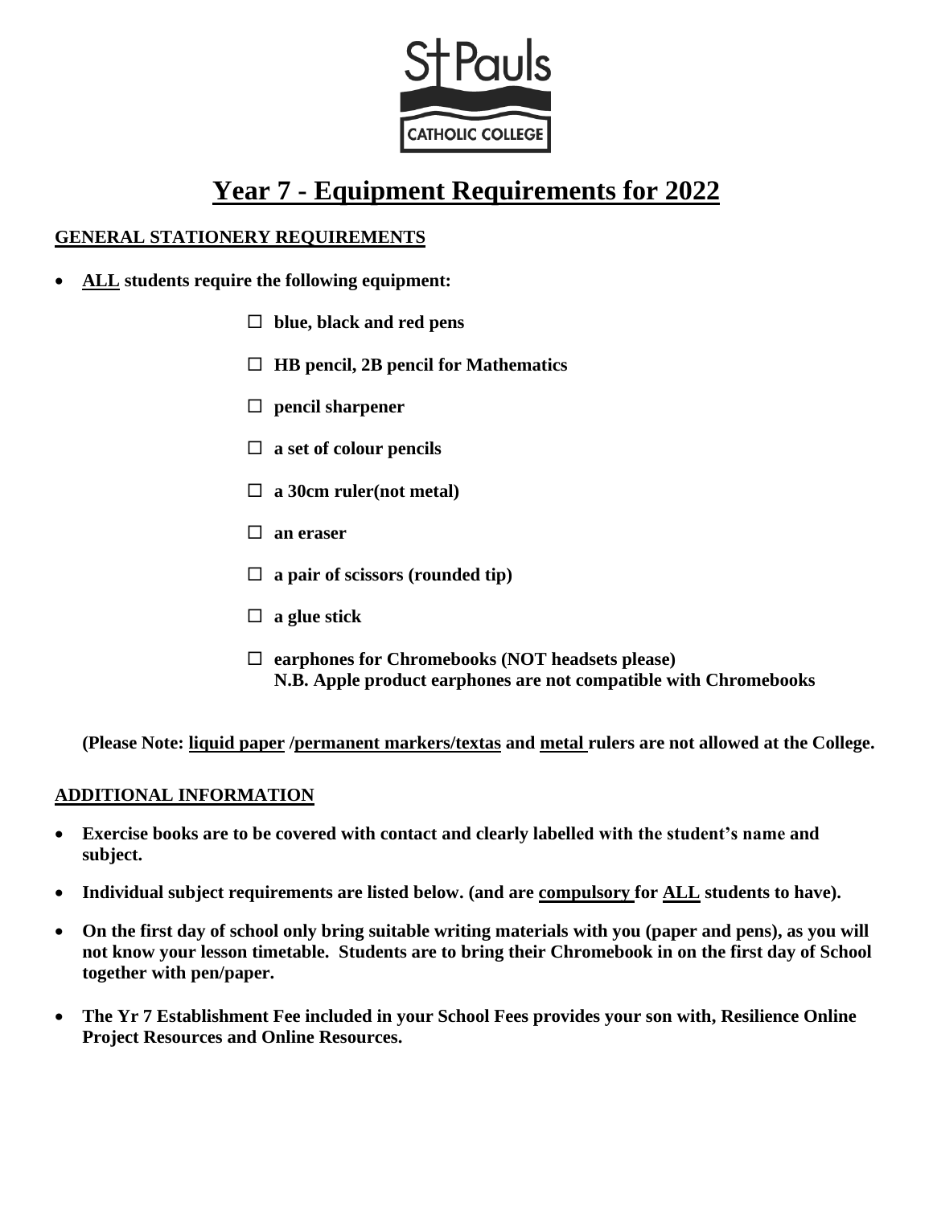St Pauls
CATHOLIC COLLEGE

# Year 7 - Equipment Requirements for 2022

## GENERAL STATIONERY REQUIREMENTS

- **ALL students require the following equipment:**

  - ☐ **blue, black and red pens**
  - ☐ **HB pencil, 2B pencil for Mathematics**
  - ☐ **pencil sharpener**
  - ☐ **a set of colour pencils**
  - ☐ **a 30cm ruler(not metal)**
  - ☐ **an eraser**
  - ☐ **a pair of scissors (rounded tip)**
  - ☐ **a glue stick**
  - ☐ **earphones for Chromebooks (NOT headsets please)**
    **N.B. Apple product earphones are not compatible with Chromebooks**

**(Please Note: liquid paper /permanent markers/textas and metal rulers are not allowed at the College.**

## ADDITIONAL INFORMATION

- **Exercise books are to be covered with contact and clearly labelled with the student's name and subject.**
- **Individual subject requirements are listed below. (and are compulsory for ALL students to have).**
- **On the first day of school only bring suitable writing materials with you (paper and pens), as you will not know your lesson timetable. Students are to bring their Chromebook in on the first day of School together with pen/paper.**
- **The Yr 7 Establishment Fee included in your School Fees provides your son with, Resilience Online Project Resources and Online Resources.**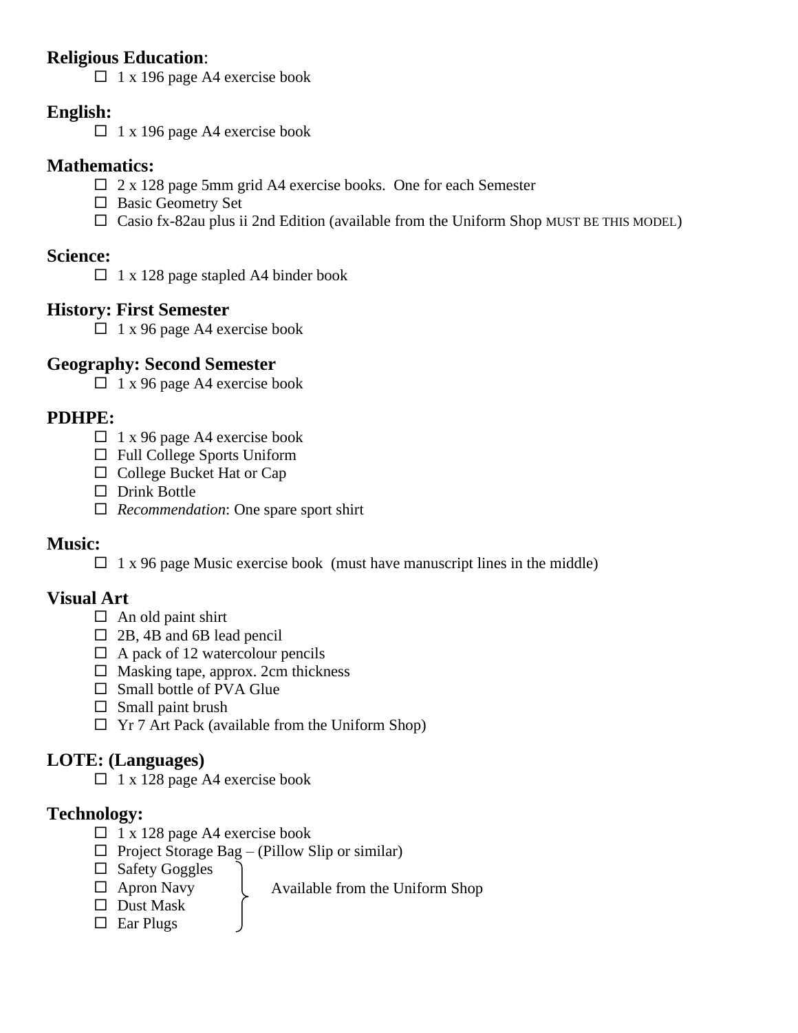## Religious Education:

- ☐ 1 x 196 page A4 exercise book

## English:

- ☐ 1 x 196 page A4 exercise book

## Mathematics:

- ☐ 2 x 128 page 5mm grid A4 exercise books. One for each Semester
- ☐ Basic Geometry Set
- ☐ Casio fx-82au plus ii 2nd Edition (available from the Uniform Shop MUST BE THIS MODEL)

## Science:

- ☐ 1 x 128 page stapled A4 binder book

## History: First Semester

- ☐ 1 x 96 page A4 exercise book

## Geography: Second Semester

- ☐ 1 x 96 page A4 exercise book

## PDHPE:

- ☐ 1 x 96 page A4 exercise book
- ☐ Full College Sports Uniform
- ☐ College Bucket Hat or Cap
- ☐ Drink Bottle
- ☐ *Recommendation*: One spare sport shirt

## Music:

- ☐ 1 x 96 page Music exercise book (must have manuscript lines in the middle)

## Visual Art

- ☐ An old paint shirt
- ☐ 2B, 4B and 6B lead pencil
- ☐ A pack of 12 watercolour pencils
- ☐ Masking tape, approx. 2cm thickness
- ☐ Small bottle of PVA Glue
- ☐ Small paint brush
- ☐ Yr 7 Art Pack (available from the Uniform Shop)

## LOTE: (Languages)

- ☐ 1 x 128 page A4 exercise book

## Technology:

- ☐ 1 x 128 page A4 exercise book
- ☐ Project Storage Bag – (Pillow Slip or similar)
- ☐ Safety Goggles
- ☐ Apron Navy
- ☐ Dust Mask
- ☐ Ear Plugs

(Safety Goggles, Apron Navy, Dust Mask, Ear Plugs: Available from the Uniform Shop)